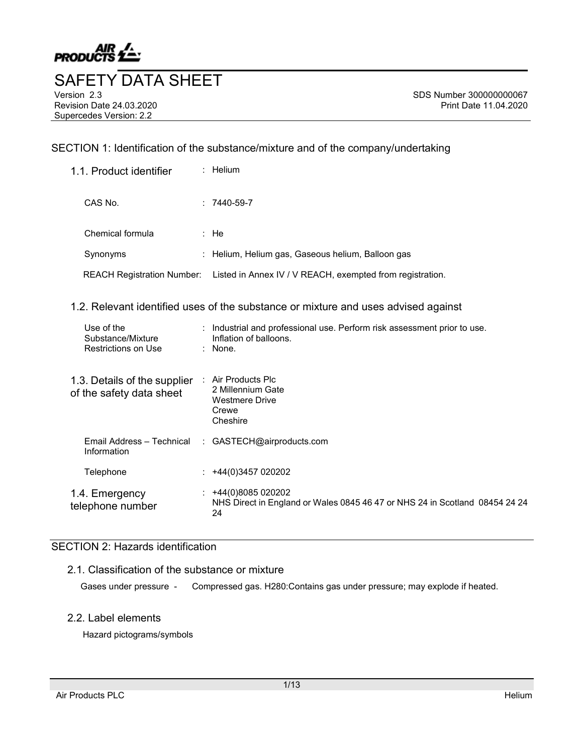# SAFETY DATA SHEET

Version 2.3
Revision Date 24.03.2020
Supercedes Version: 2.2

SDS Number 300000000067
Print Date 11.04.2020

## SECTION 1: Identification of the substance/mixture and of the company/undertaking

### 1.1. Product identifier : Helium

| | |
|---|---|
| CAS No. | : 7440-59-7 |
| Chemical formula | : He |
| Synonyms | : Helium, Helium gas, Gaseous helium, Balloon gas |
| REACH Registration Number: | Listed in Annex IV / V REACH, exempted from registration. |

### 1.2. Relevant identified uses of the substance or mixture and uses advised against

| | |
|---|---|
| Use of the Substance/Mixture | : Industrial and professional use. Perform risk assessment prior to use. Inflation of balloons. |
| Restrictions on Use | : None. |

### 1.3. Details of the supplier of the safety data sheet

: Air Products Plc
2 Millennium Gate
Westmere Drive
Crewe
Cheshire

| | |
|---|---|
| Email Address – Technical Information | : GASTECH@airproducts.com |
| Telephone | : +44(0)3457 020202 |

### 1.4. Emergency telephone number

: +44(0)8085 020202
NHS Direct in England or Wales 0845 46 47 or NHS 24 in Scotland 08454 24 24 24

## SECTION 2: Hazards identification

### 2.1. Classification of the substance or mixture

Gases under pressure - Compressed gas. H280:Contains gas under pressure; may explode if heated.

### 2.2. Label elements

Hazard pictograms/symbols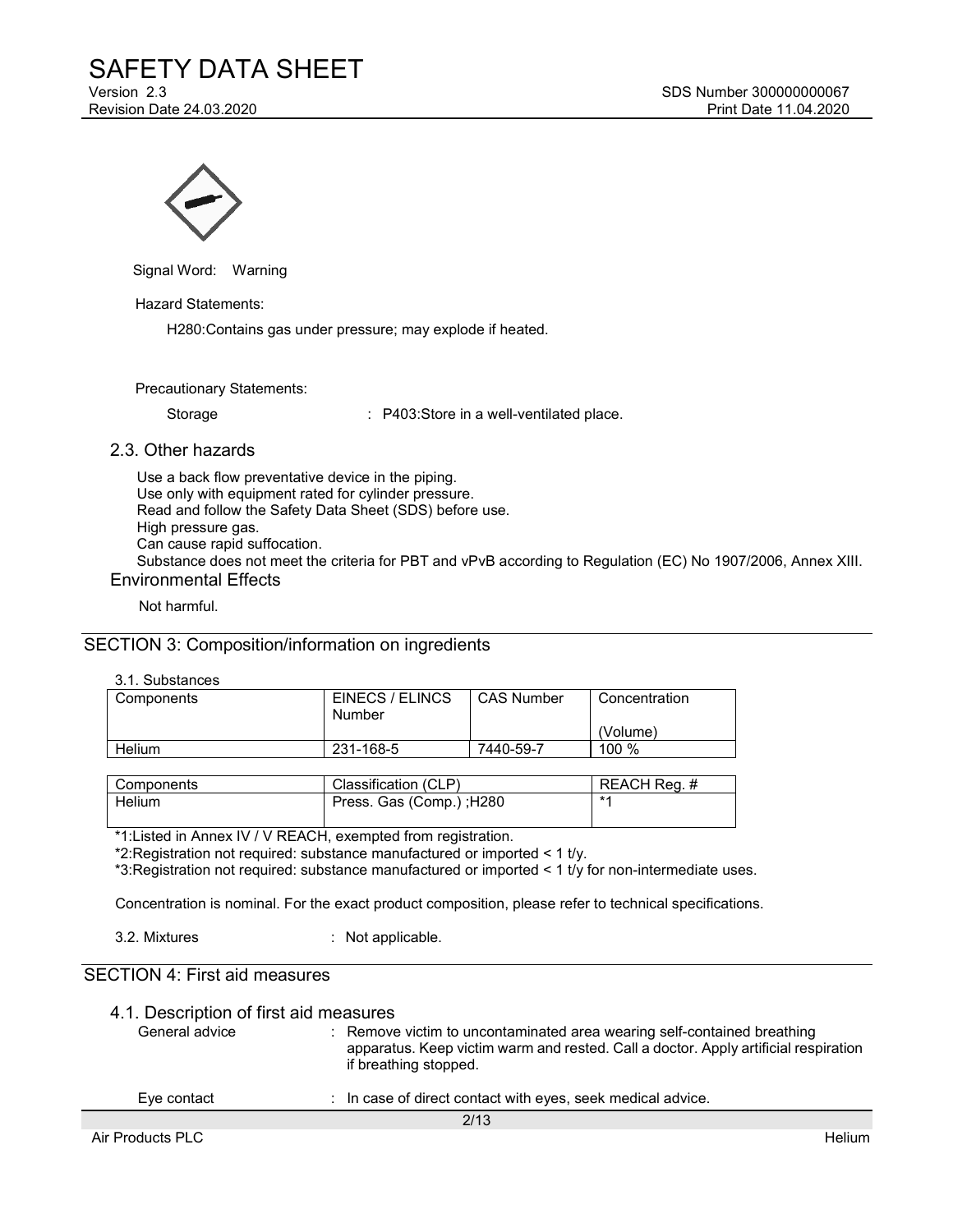Signal Word: Warning

Hazard Statements:

H280:Contains gas under pressure; may explode if heated.

Precautionary Statements:

Storage : P403:Store in a well-ventilated place.

## 2.3. Other hazards

Use a back flow preventative device in the piping.
Use only with equipment rated for cylinder pressure.
Read and follow the Safety Data Sheet (SDS) before use.
High pressure gas.
Can cause rapid suffocation.
Substance does not meet the criteria for PBT and vPvB according to Regulation (EC) No 1907/2006, Annex XIII.

## Environmental Effects

Not harmful.

# SECTION 3: Composition/information on ingredients

3.1. Substances

| Components | EINECS / ELINCS Number | CAS Number | Concentration (Volume) |
|---|---|---|---|
| Helium | 231-168-5 | 7440-59-7 | 100 % |

| Components | Classification (CLP) | REACH Reg. # |
|---|---|---|
| Helium | Press. Gas (Comp.) ;H280 | *1 |

*1:Listed in Annex IV / V REACH, exempted from registration.
*2:Registration not required: substance manufactured or imported < 1 t/y.
*3:Registration not required: substance manufactured or imported < 1 t/y for non-intermediate uses.

Concentration is nominal. For the exact product composition, please refer to technical specifications.

3.2. Mixtures : Not applicable.

# SECTION 4: First aid measures

## 4.1. Description of first aid measures

General advice : Remove victim to uncontaminated area wearing self-contained breathing apparatus. Keep victim warm and rested. Call a doctor. Apply artificial respiration if breathing stopped.

Eye contact : In case of direct contact with eyes, seek medical advice.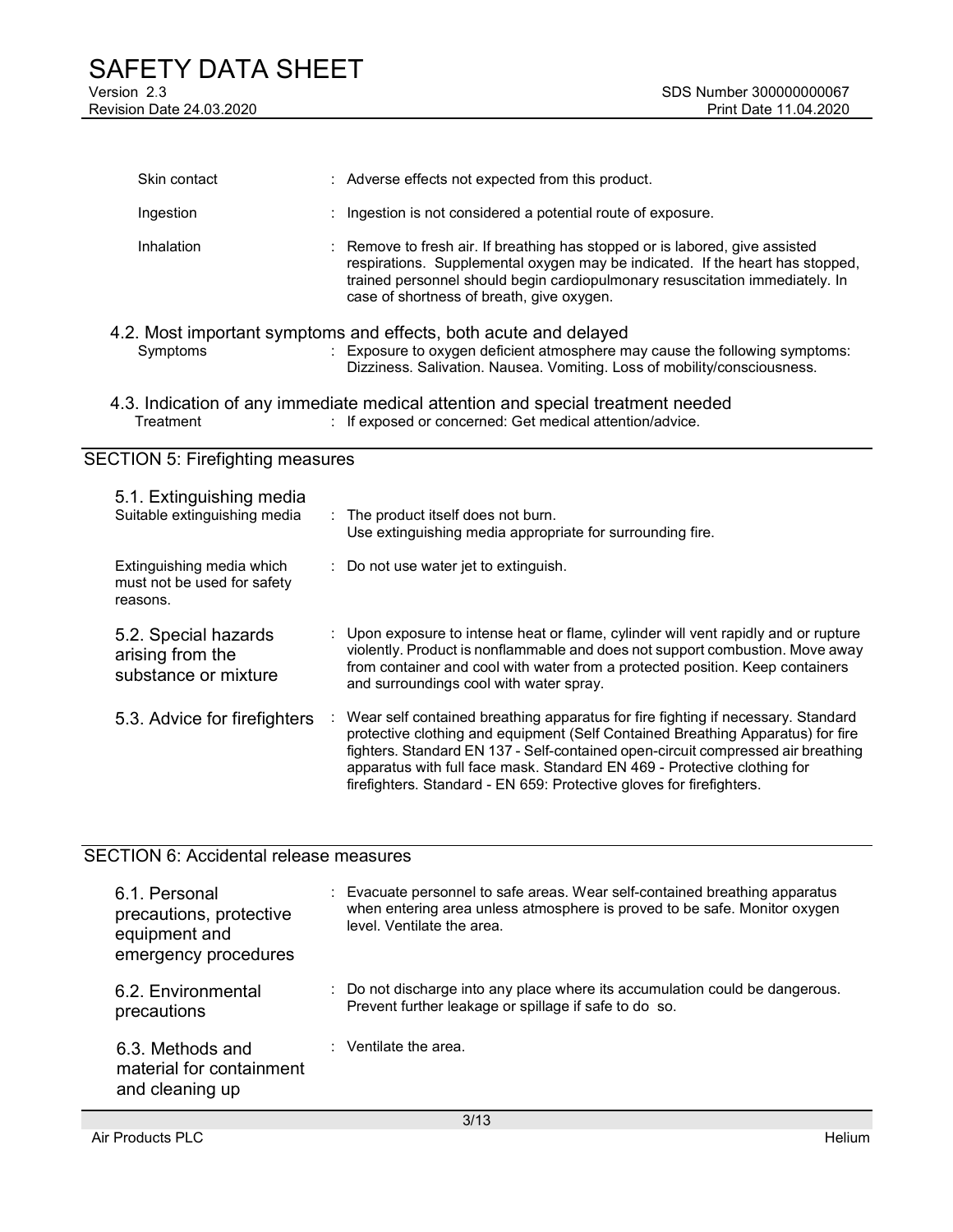| | |
|---|---|
| Skin contact | : Adverse effects not expected from this product. |
| Ingestion | : Ingestion is not considered a potential route of exposure. |
| Inhalation | : Remove to fresh air. If breathing has stopped or is labored, give assisted respirations. Supplemental oxygen may be indicated. If the heart has stopped, trained personnel should begin cardiopulmonary resuscitation immediately. In case of shortness of breath, give oxygen. |

### 4.2. Most important symptoms and effects, both acute and delayed

| | |
|---|---|
| Symptoms | : Exposure to oxygen deficient atmosphere may cause the following symptoms: Dizziness. Salivation. Nausea. Vomiting. Loss of mobility/consciousness. |

### 4.3. Indication of any immediate medical attention and special treatment needed

| | |
|---|---|
| Treatment | : If exposed or concerned: Get medical attention/advice. |

## SECTION 5: Firefighting measures

### 5.1. Extinguishing media

| | |
|---|---|
| Suitable extinguishing media | : The product itself does not burn. Use extinguishing media appropriate for surrounding fire. |
| Extinguishing media which must not be used for safety reasons. | : Do not use water jet to extinguish. |

| | |
|---|---|
| 5.2. Special hazards arising from the substance or mixture | : Upon exposure to intense heat or flame, cylinder will vent rapidly and or rupture violently. Product is nonflammable and does not support combustion. Move away from container and cool with water from a protected position. Keep containers and surroundings cool with water spray. |
| 5.3. Advice for firefighters | : Wear self contained breathing apparatus for fire fighting if necessary. Standard protective clothing and equipment (Self Contained Breathing Apparatus) for fire fighters. Standard EN 137 - Self-contained open-circuit compressed air breathing apparatus with full face mask. Standard EN 469 - Protective clothing for firefighters. Standard - EN 659: Protective gloves for firefighters. |

## SECTION 6: Accidental release measures

| | |
|---|---|
| 6.1. Personal precautions, protective equipment and emergency procedures | : Evacuate personnel to safe areas. Wear self-contained breathing apparatus when entering area unless atmosphere is proved to be safe. Monitor oxygen level. Ventilate the area. |
| 6.2. Environmental precautions | : Do not discharge into any place where its accumulation could be dangerous. Prevent further leakage or spillage if safe to do so. |
| 6.3. Methods and material for containment and cleaning up | : Ventilate the area. |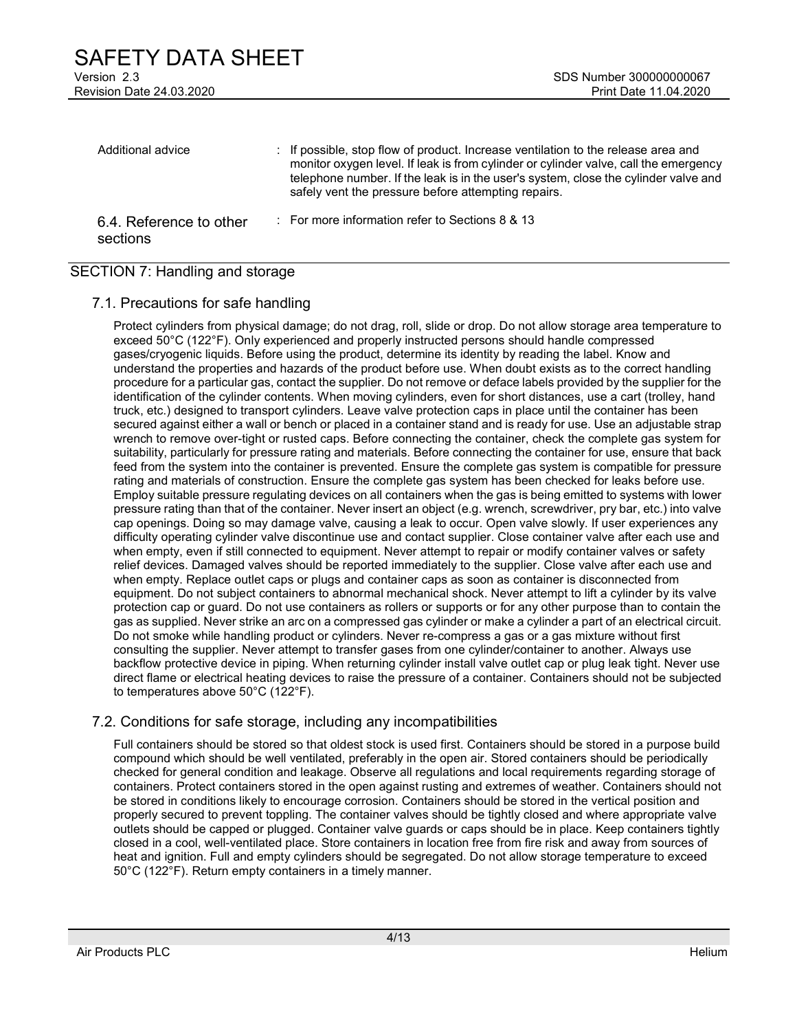| | |
|---|---|
| Additional advice | : If possible, stop flow of product. Increase ventilation to the release area and monitor oxygen level. If leak is from cylinder or cylinder valve, call the emergency telephone number. If the leak is in the user's system, close the cylinder valve and safely vent the pressure before attempting repairs. |
| 6.4. Reference to other sections | : For more information refer to Sections 8 & 13 |

## SECTION 7: Handling and storage

### 7.1. Precautions for safe handling

Protect cylinders from physical damage; do not drag, roll, slide or drop. Do not allow storage area temperature to exceed 50°C (122°F). Only experienced and properly instructed persons should handle compressed gases/cryogenic liquids. Before using the product, determine its identity by reading the label. Know and understand the properties and hazards of the product before use. When doubt exists as to the correct handling procedure for a particular gas, contact the supplier. Do not remove or deface labels provided by the supplier for the identification of the cylinder contents. When moving cylinders, even for short distances, use a cart (trolley, hand truck, etc.) designed to transport cylinders. Leave valve protection caps in place until the container has been secured against either a wall or bench or placed in a container stand and is ready for use. Use an adjustable strap wrench to remove over-tight or rusted caps. Before connecting the container, check the complete gas system for suitability, particularly for pressure rating and materials. Before connecting the container for use, ensure that back feed from the system into the container is prevented. Ensure the complete gas system is compatible for pressure rating and materials of construction. Ensure the complete gas system has been checked for leaks before use. Employ suitable pressure regulating devices on all containers when the gas is being emitted to systems with lower pressure rating than that of the container. Never insert an object (e.g. wrench, screwdriver, pry bar, etc.) into valve cap openings. Doing so may damage valve, causing a leak to occur. Open valve slowly. If user experiences any difficulty operating cylinder valve discontinue use and contact supplier. Close container valve after each use and when empty, even if still connected to equipment. Never attempt to repair or modify container valves or safety relief devices. Damaged valves should be reported immediately to the supplier. Close valve after each use and when empty. Replace outlet caps or plugs and container caps as soon as container is disconnected from equipment. Do not subject containers to abnormal mechanical shock. Never attempt to lift a cylinder by its valve protection cap or guard. Do not use containers as rollers or supports or for any other purpose than to contain the gas as supplied. Never strike an arc on a compressed gas cylinder or make a cylinder a part of an electrical circuit. Do not smoke while handling product or cylinders. Never re-compress a gas or a gas mixture without first consulting the supplier. Never attempt to transfer gases from one cylinder/container to another. Always use backflow protective device in piping. When returning cylinder install valve outlet cap or plug leak tight. Never use direct flame or electrical heating devices to raise the pressure of a container. Containers should not be subjected to temperatures above 50°C (122°F).

### 7.2. Conditions for safe storage, including any incompatibilities

Full containers should be stored so that oldest stock is used first. Containers should be stored in a purpose build compound which should be well ventilated, preferably in the open air. Stored containers should be periodically checked for general condition and leakage. Observe all regulations and local requirements regarding storage of containers. Protect containers stored in the open against rusting and extremes of weather. Containers should not be stored in conditions likely to encourage corrosion. Containers should be stored in the vertical position and properly secured to prevent toppling. The container valves should be tightly closed and where appropriate valve outlets should be capped or plugged. Container valve guards or caps should be in place. Keep containers tightly closed in a cool, well-ventilated place. Store containers in location free from fire risk and away from sources of heat and ignition. Full and empty cylinders should be segregated. Do not allow storage temperature to exceed 50°C (122°F). Return empty containers in a timely manner.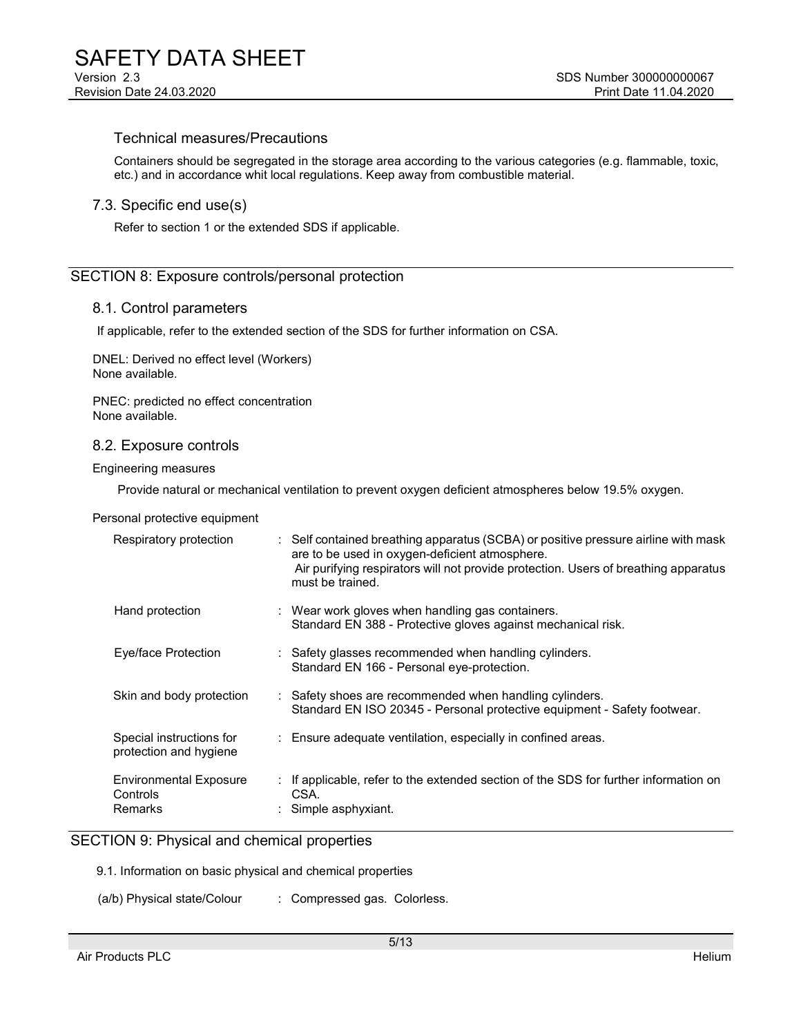Technical measures/Precautions

Containers should be segregated in the storage area according to the various categories (e.g. flammable, toxic, etc.) and in accordance whit local regulations. Keep away from combustible material.

### 7.3. Specific end use(s)

Refer to section 1 or the extended SDS if applicable.

## SECTION 8: Exposure controls/personal protection

### 8.1. Control parameters

If applicable, refer to the extended section of the SDS for further information on CSA.

DNEL: Derived no effect level (Workers)
None available.

PNEC: predicted no effect concentration
None available.

### 8.2. Exposure controls

Engineering measures

Provide natural or mechanical ventilation to prevent oxygen deficient atmospheres below 19.5% oxygen.

Personal protective equipment

| | |
|---|---|
| Respiratory protection | : Self contained breathing apparatus (SCBA) or positive pressure airline with mask are to be used in oxygen-deficient atmosphere. Air purifying respirators will not provide protection. Users of breathing apparatus must be trained. |
| Hand protection | : Wear work gloves when handling gas containers. Standard EN 388 - Protective gloves against mechanical risk. |
| Eye/face Protection | : Safety glasses recommended when handling cylinders. Standard EN 166 - Personal eye-protection. |
| Skin and body protection | : Safety shoes are recommended when handling cylinders. Standard EN ISO 20345 - Personal protective equipment - Safety footwear. |
| Special instructions for protection and hygiene | : Ensure adequate ventilation, especially in confined areas. |
| Environmental Exposure Controls | : If applicable, refer to the extended section of the SDS for further information on CSA. |
| Remarks | : Simple asphyxiant. |

## SECTION 9: Physical and chemical properties

9.1. Information on basic physical and chemical properties

(a/b) Physical state/Colour : Compressed gas. Colorless.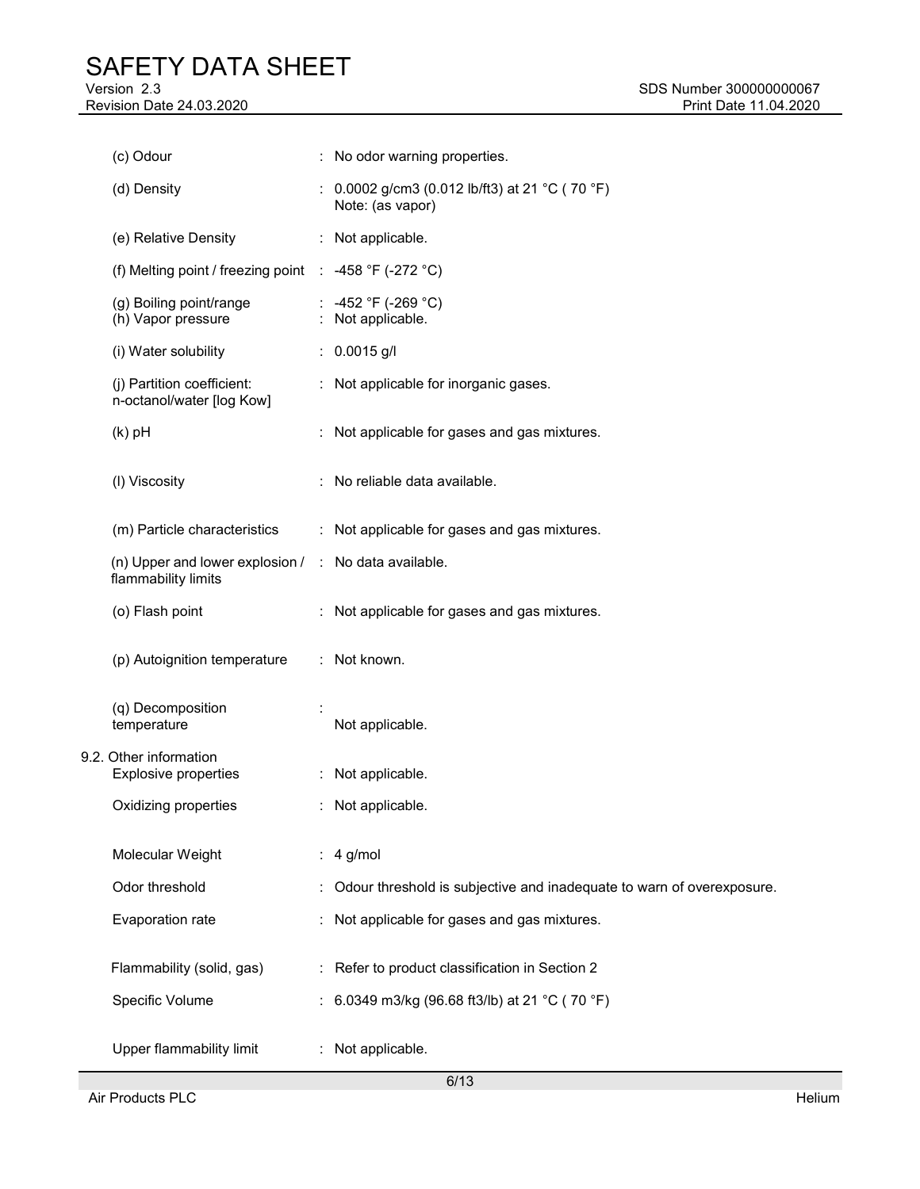| Property | Value |
|---|---|
| (c) Odour | No odor warning properties. |
| (d) Density | 0.0002 g/cm3 (0.012 lb/ft3) at 21 °C ( 70 °F)<br>Note: (as vapor) |
| (e) Relative Density | Not applicable. |
| (f) Melting point / freezing point | -458 °F (-272 °C) |
| (g) Boiling point/range | -452 °F (-269 °C) |
| (h) Vapor pressure | Not applicable. |
| (i) Water solubility | 0.0015 g/l |
| (j) Partition coefficient: n-octanol/water [log Kow] | Not applicable for inorganic gases. |
| (k) pH | Not applicable for gases and gas mixtures. |
| (l) Viscosity | No reliable data available. |
| (m) Particle characteristics | Not applicable for gases and gas mixtures. |
| (n) Upper and lower explosion / flammability limits | No data available. |
| (o) Flash point | Not applicable for gases and gas mixtures. |
| (p) Autoignition temperature | Not known. |
| (q) Decomposition temperature | Not applicable. |

9.2. Other information

| Property | Value |
|---|---|
| Explosive properties | Not applicable. |
| Oxidizing properties | Not applicable. |
| Molecular Weight | 4 g/mol |
| Odor threshold | Odour threshold is subjective and inadequate to warn of overexposure. |
| Evaporation rate | Not applicable for gases and gas mixtures. |
| Flammability (solid, gas) | Refer to product classification in Section 2 |
| Specific Volume | 6.0349 m3/kg (96.68 ft3/lb) at 21 °C ( 70 °F) |
| Upper flammability limit | Not applicable. |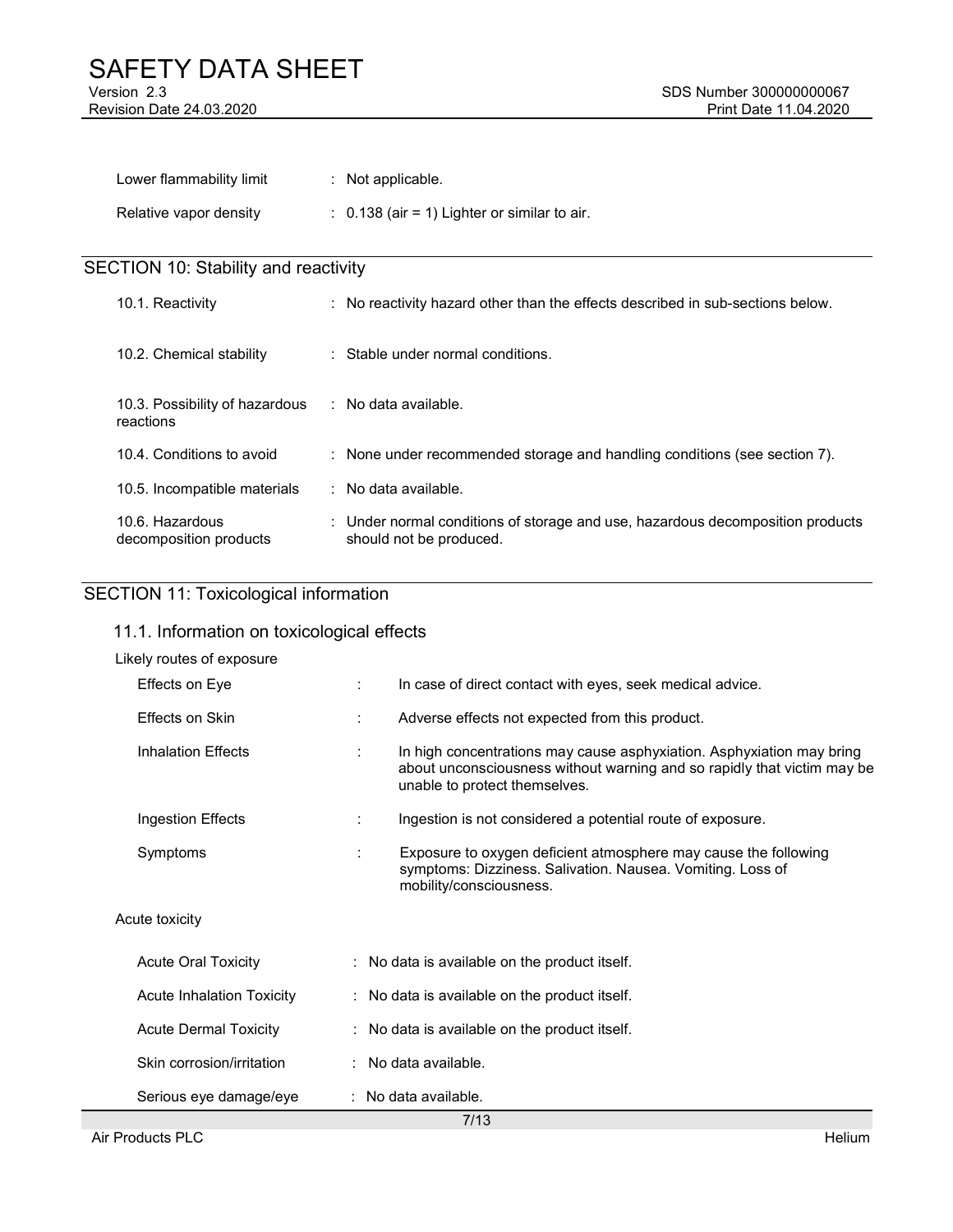| | |
|---|---|
| Lower flammability limit | : Not applicable. |
| Relative vapor density | : 0.138 (air = 1) Lighter or similar to air. |

## SECTION 10: Stability and reactivity

| | |
|---|---|
| 10.1. Reactivity | : No reactivity hazard other than the effects described in sub-sections below. |
| 10.2. Chemical stability | : Stable under normal conditions. |
| 10.3. Possibility of hazardous reactions | : No data available. |
| 10.4. Conditions to avoid | : None under recommended storage and handling conditions (see section 7). |
| 10.5. Incompatible materials | : No data available. |
| 10.6. Hazardous decomposition products | : Under normal conditions of storage and use, hazardous decomposition products should not be produced. |

## SECTION 11: Toxicological information

### 11.1. Information on toxicological effects

Likely routes of exposure

| | |
|---|---|
| Effects on Eye | : In case of direct contact with eyes, seek medical advice. |
| Effects on Skin | : Adverse effects not expected from this product. |
| Inhalation Effects | : In high concentrations may cause asphyxiation. Asphyxiation may bring about unconsciousness without warning and so rapidly that victim may be unable to protect themselves. |
| Ingestion Effects | : Ingestion is not considered a potential route of exposure. |
| Symptoms | : Exposure to oxygen deficient atmosphere may cause the following symptoms: Dizziness. Salivation. Nausea. Vomiting. Loss of mobility/consciousness. |

Acute toxicity

| | |
|---|---|
| Acute Oral Toxicity | : No data is available on the product itself. |
| Acute Inhalation Toxicity | : No data is available on the product itself. |
| Acute Dermal Toxicity | : No data is available on the product itself. |
| Skin corrosion/irritation | : No data available. |
| Serious eye damage/eye | : No data available. |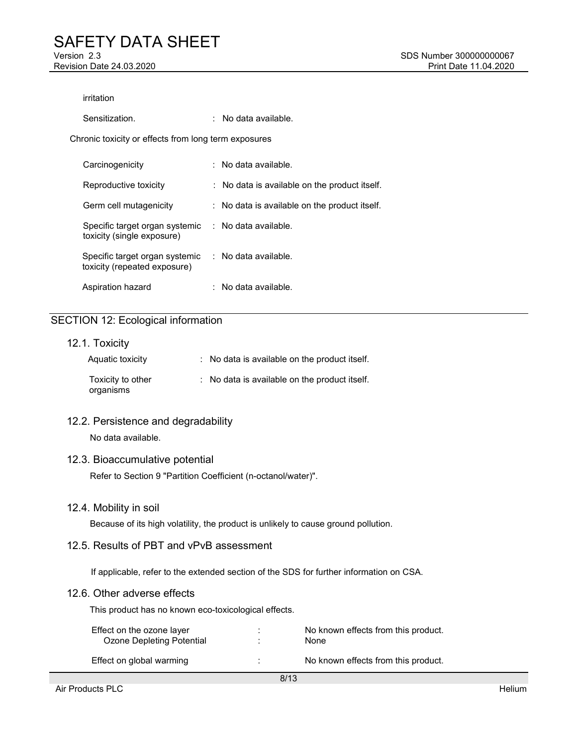irritation

| | |
|---|---|
| Sensitization. | : No data available. |

Chronic toxicity or effects from long term exposures

| | |
|---|---|
| Carcinogenicity | : No data available. |
| Reproductive toxicity | : No data is available on the product itself. |
| Germ cell mutagenicity | : No data is available on the product itself. |
| Specific target organ systemic toxicity (single exposure) | : No data available. |
| Specific target organ systemic toxicity (repeated exposure) | : No data available. |
| Aspiration hazard | : No data available. |

## SECTION 12: Ecological information

### 12.1. Toxicity

| | |
|---|---|
| Aquatic toxicity | : No data is available on the product itself. |
| Toxicity to other organisms | : No data is available on the product itself. |

### 12.2. Persistence and degradability

No data available.

### 12.3. Bioaccumulative potential

Refer to Section 9 "Partition Coefficient (n-octanol/water)".

### 12.4. Mobility in soil

Because of its high volatility, the product is unlikely to cause ground pollution.

### 12.5. Results of PBT and vPvB assessment

If applicable, refer to the extended section of the SDS for further information on CSA.

### 12.6. Other adverse effects

This product has no known eco-toxicological effects.

| | | |
|---|---|---|
| Effect on the ozone layer | : | No known effects from this product. |
| Ozone Depleting Potential | : | None |
| Effect on global warming | : | No known effects from this product. |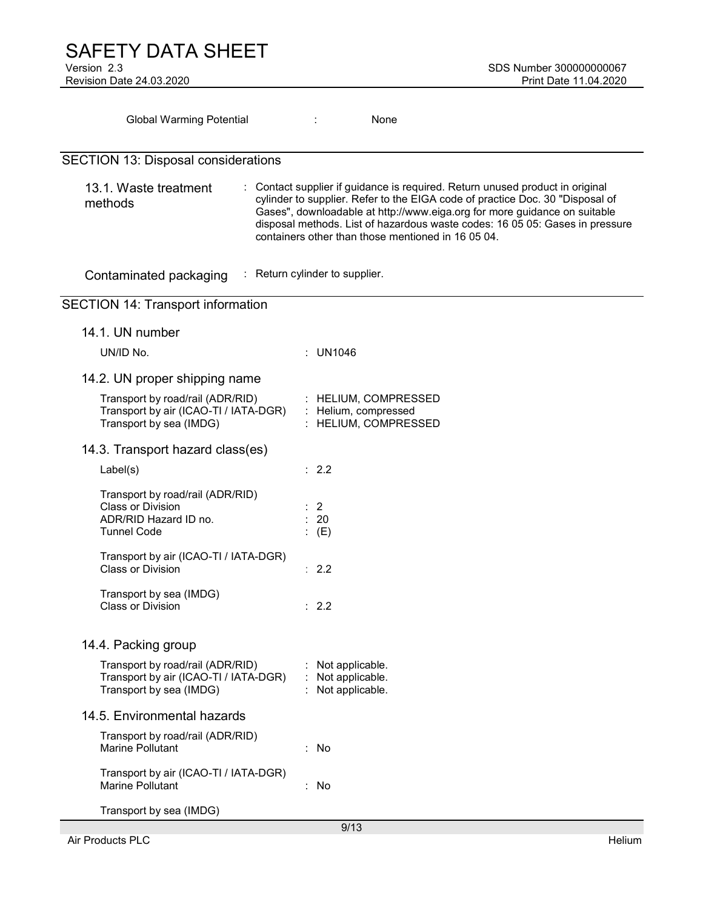| | | |
|---|---|---|
| Global Warming Potential | : | None |

## SECTION 13: Disposal considerations

| | |
|---|---|
| 13.1. Waste treatment methods | : Contact supplier if guidance is required. Return unused product in original cylinder to supplier. Refer to the EIGA code of practice Doc. 30 "Disposal of Gases", downloadable at http://www.eiga.org for more guidance on suitable disposal methods. List of hazardous waste codes: 16 05 05: Gases in pressure containers other than those mentioned in 16 05 04. |
| Contaminated packaging | : Return cylinder to supplier. |

## SECTION 14: Transport information

### 14.1. UN number

| | |
|---|---|
| UN/ID No. | : UN1046 |

### 14.2. UN proper shipping name

| | |
|---|---|
| Transport by road/rail (ADR/RID) | : HELIUM, COMPRESSED |
| Transport by air (ICAO-TI / IATA-DGR) | : Helium, compressed |
| Transport by sea (IMDG) | : HELIUM, COMPRESSED |

### 14.3. Transport hazard class(es)

| | |
|---|---|
| Label(s) | : 2.2 |
| **Transport by road/rail (ADR/RID)** | |
| Class or Division | : 2 |
| ADR/RID Hazard ID no. | : 20 |
| Tunnel Code | : (E) |
| **Transport by air (ICAO-TI / IATA-DGR)** | |
| Class or Division | : 2.2 |
| **Transport by sea (IMDG)** | |
| Class or Division | : 2.2 |

### 14.4. Packing group

| | |
|---|---|
| Transport by road/rail (ADR/RID) | : Not applicable. |
| Transport by air (ICAO-TI / IATA-DGR) | : Not applicable. |
| Transport by sea (IMDG) | : Not applicable. |

### 14.5. Environmental hazards

| | |
|---|---|
| **Transport by road/rail (ADR/RID)** | |
| Marine Pollutant | : No |
| **Transport by air (ICAO-TI / IATA-DGR)** | |
| Marine Pollutant | : No |

Transport by sea (IMDG)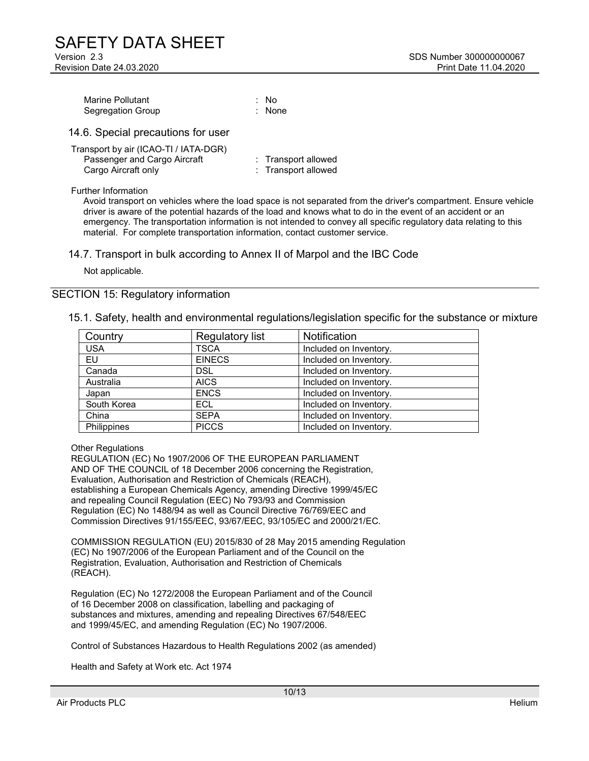Marine Pollutant : No
Segregation Group : None

### 14.6. Special precautions for user

Transport by air (ICAO-TI / IATA-DGR)
Passenger and Cargo Aircraft : Transport allowed
Cargo Aircraft only : Transport allowed

Further Information
Avoid transport on vehicles where the load space is not separated from the driver's compartment. Ensure vehicle driver is aware of the potential hazards of the load and knows what to do in the event of an accident or an emergency. The transportation information is not intended to convey all specific regulatory data relating to this material. For complete transportation information, contact customer service.

### 14.7. Transport in bulk according to Annex II of Marpol and the IBC Code

Not applicable.

## SECTION 15: Regulatory information

### 15.1. Safety, health and environmental regulations/legislation specific for the substance or mixture

| Country | Regulatory list | Notification |
|---|---|---|
| USA | TSCA | Included on Inventory. |
| EU | EINECS | Included on Inventory. |
| Canada | DSL | Included on Inventory. |
| Australia | AICS | Included on Inventory. |
| Japan | ENCS | Included on Inventory. |
| South Korea | ECL | Included on Inventory. |
| China | SEPA | Included on Inventory. |
| Philippines | PICCS | Included on Inventory. |

Other Regulations
REGULATION (EC) No 1907/2006 OF THE EUROPEAN PARLIAMENT AND OF THE COUNCIL of 18 December 2006 concerning the Registration, Evaluation, Authorisation and Restriction of Chemicals (REACH), establishing a European Chemicals Agency, amending Directive 1999/45/EC and repealing Council Regulation (EEC) No 793/93 and Commission Regulation (EC) No 1488/94 as well as Council Directive 76/769/EEC and Commission Directives 91/155/EEC, 93/67/EEC, 93/105/EC and 2000/21/EC.

COMMISSION REGULATION (EU) 2015/830 of 28 May 2015 amending Regulation (EC) No 1907/2006 of the European Parliament and of the Council on the Registration, Evaluation, Authorisation and Restriction of Chemicals (REACH).

Regulation (EC) No 1272/2008 the European Parliament and of the Council of 16 December 2008 on classification, labelling and packaging of substances and mixtures, amending and repealing Directives 67/548/EEC and 1999/45/EC, and amending Regulation (EC) No 1907/2006.

Control of Substances Hazardous to Health Regulations 2002 (as amended)

Health and Safety at Work etc. Act 1974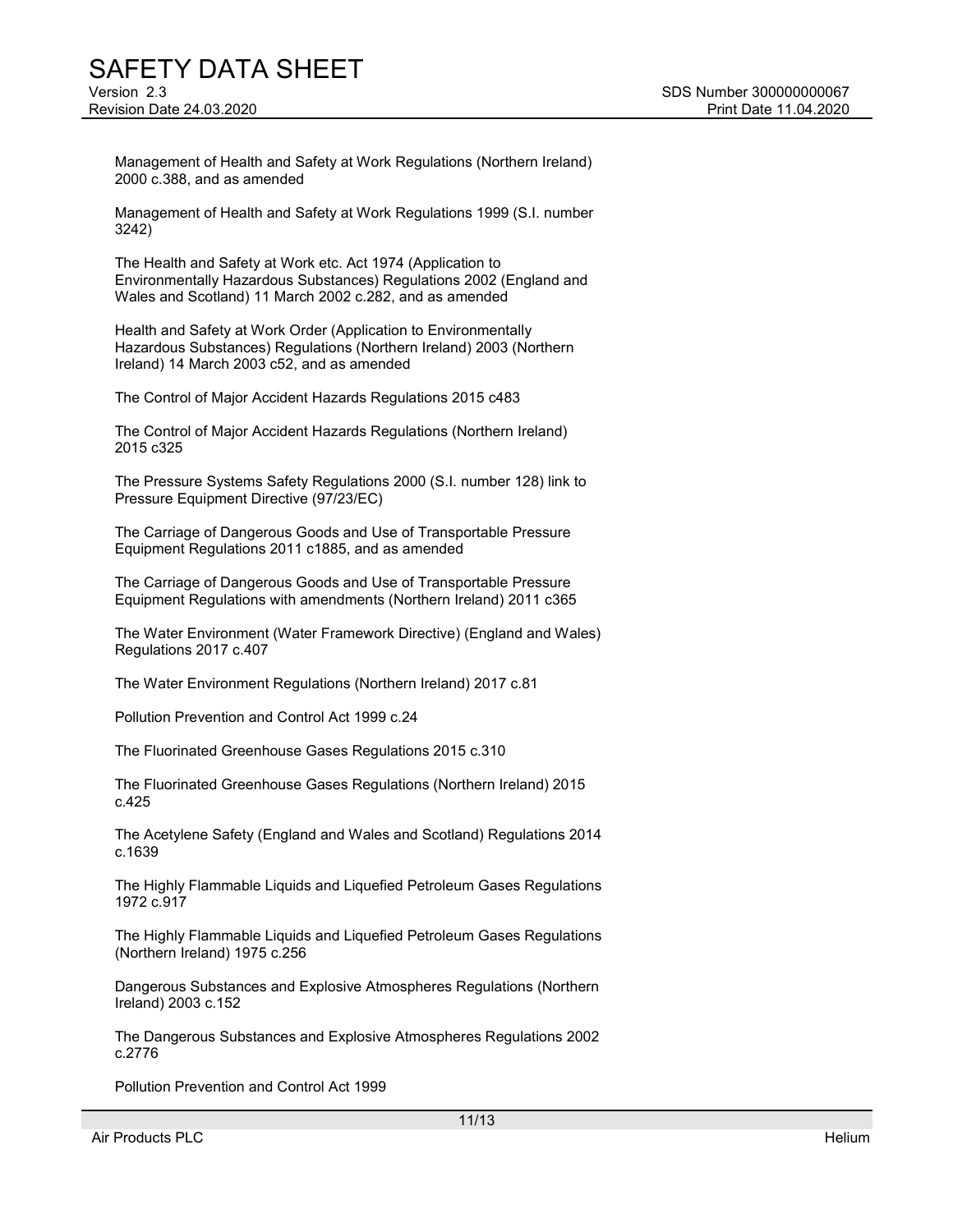Management of Health and Safety at Work Regulations (Northern Ireland) 2000 c.388, and as amended

Management of Health and Safety at Work Regulations 1999 (S.I. number 3242)

The Health and Safety at Work etc. Act 1974 (Application to Environmentally Hazardous Substances) Regulations 2002 (England and Wales and Scotland) 11 March 2002 c.282, and as amended

Health and Safety at Work Order (Application to Environmentally Hazardous Substances) Regulations (Northern Ireland) 2003 (Northern Ireland) 14 March 2003 c52, and as amended

The Control of Major Accident Hazards Regulations 2015 c483

The Control of Major Accident Hazards Regulations (Northern Ireland) 2015 c325

The Pressure Systems Safety Regulations 2000 (S.I. number 128) link to Pressure Equipment Directive (97/23/EC)

The Carriage of Dangerous Goods and Use of Transportable Pressure Equipment Regulations 2011 c1885, and as amended

The Carriage of Dangerous Goods and Use of Transportable Pressure Equipment Regulations with amendments (Northern Ireland) 2011 c365

The Water Environment (Water Framework Directive) (England and Wales) Regulations 2017 c.407

The Water Environment Regulations (Northern Ireland) 2017 c.81

Pollution Prevention and Control Act 1999 c.24

The Fluorinated Greenhouse Gases Regulations 2015 c.310

The Fluorinated Greenhouse Gases Regulations (Northern Ireland) 2015 c.425

The Acetylene Safety (England and Wales and Scotland) Regulations 2014 c.1639

The Highly Flammable Liquids and Liquefied Petroleum Gases Regulations 1972 c.917

The Highly Flammable Liquids and Liquefied Petroleum Gases Regulations (Northern Ireland) 1975 c.256

Dangerous Substances and Explosive Atmospheres Regulations (Northern Ireland) 2003 c.152

The Dangerous Substances and Explosive Atmospheres Regulations 2002 c.2776

Pollution Prevention and Control Act 1999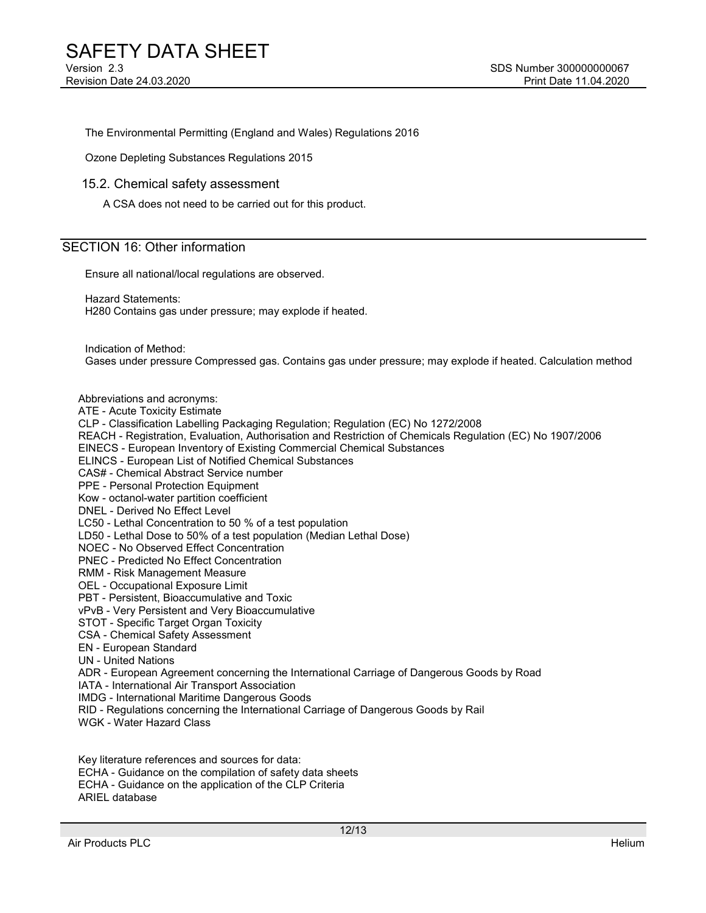The Environmental Permitting (England and Wales) Regulations 2016

Ozone Depleting Substances Regulations 2015

### 15.2. Chemical safety assessment

A CSA does not need to be carried out for this product.

## SECTION 16: Other information

Ensure all national/local regulations are observed.

Hazard Statements:
H280 Contains gas under pressure; may explode if heated.

Indication of Method:
Gases under pressure Compressed gas. Contains gas under pressure; may explode if heated. Calculation method

Abbreviations and acronyms:
ATE - Acute Toxicity Estimate
CLP - Classification Labelling Packaging Regulation; Regulation (EC) No 1272/2008
REACH - Registration, Evaluation, Authorisation and Restriction of Chemicals Regulation (EC) No 1907/2006
EINECS - European Inventory of Existing Commercial Chemical Substances
ELINCS - European List of Notified Chemical Substances
CAS# - Chemical Abstract Service number
PPE - Personal Protection Equipment
Kow - octanol-water partition coefficient
DNEL - Derived No Effect Level
LC50 - Lethal Concentration to 50 % of a test population
LD50 - Lethal Dose to 50% of a test population (Median Lethal Dose)
NOEC - No Observed Effect Concentration
PNEC - Predicted No Effect Concentration
RMM - Risk Management Measure
OEL - Occupational Exposure Limit
PBT - Persistent, Bioaccumulative and Toxic
vPvB - Very Persistent and Very Bioaccumulative
STOT - Specific Target Organ Toxicity
CSA - Chemical Safety Assessment
EN - European Standard
UN - United Nations
ADR - European Agreement concerning the International Carriage of Dangerous Goods by Road
IATA - International Air Transport Association
IMDG - International Maritime Dangerous Goods
RID - Regulations concerning the International Carriage of Dangerous Goods by Rail
WGK - Water Hazard Class

Key literature references and sources for data:
ECHA - Guidance on the compilation of safety data sheets
ECHA - Guidance on the application of the CLP Criteria
ARIEL database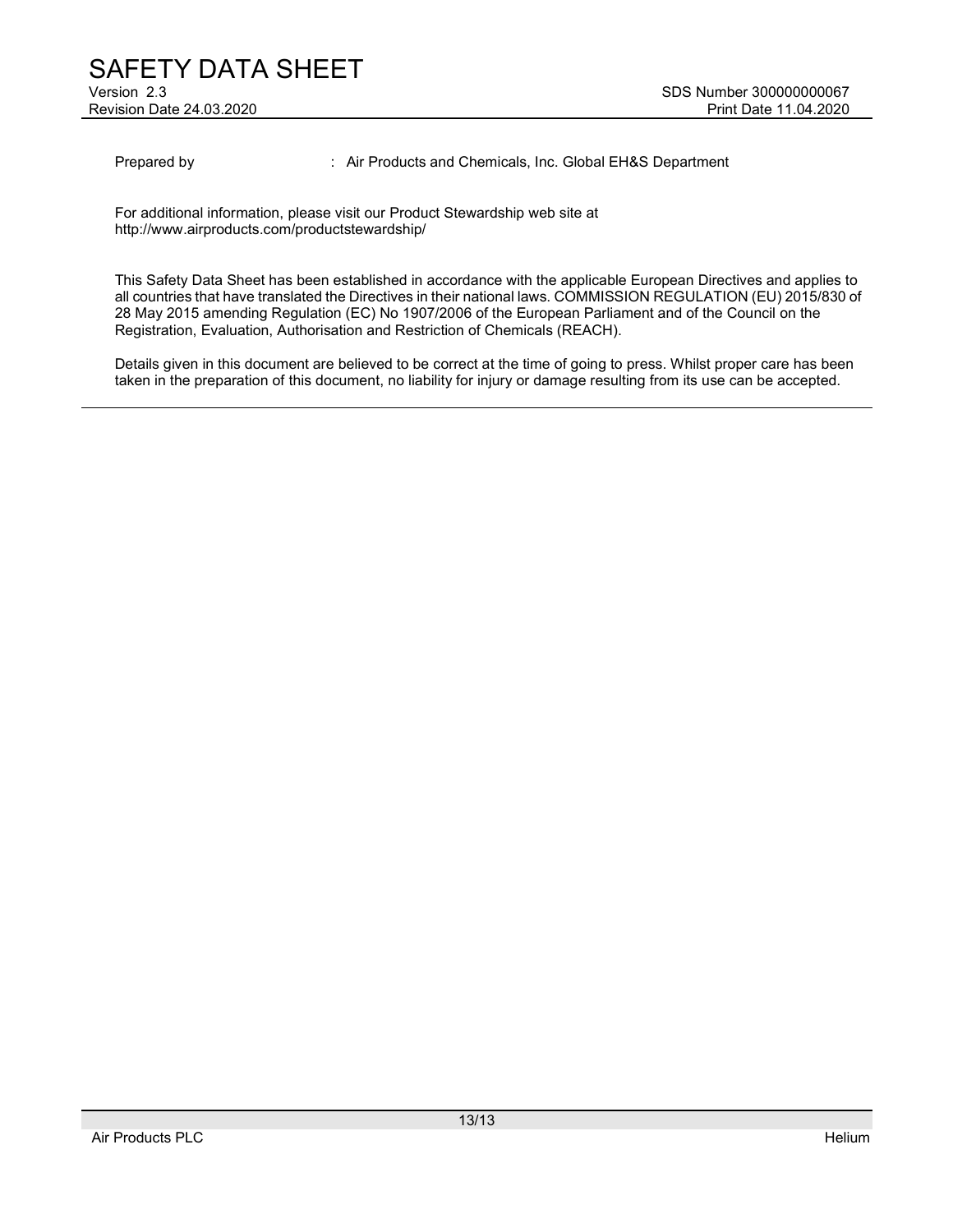Prepared by : Air Products and Chemicals, Inc. Global EH&S Department

For additional information, please visit our Product Stewardship web site at
http://www.airproducts.com/productstewardship/

This Safety Data Sheet has been established in accordance with the applicable European Directives and applies to all countries that have translated the Directives in their national laws. COMMISSION REGULATION (EU) 2015/830 of 28 May 2015 amending Regulation (EC) No 1907/2006 of the European Parliament and of the Council on the Registration, Evaluation, Authorisation and Restriction of Chemicals (REACH).

Details given in this document are believed to be correct at the time of going to press. Whilst proper care has been taken in the preparation of this document, no liability for injury or damage resulting from its use can be accepted.